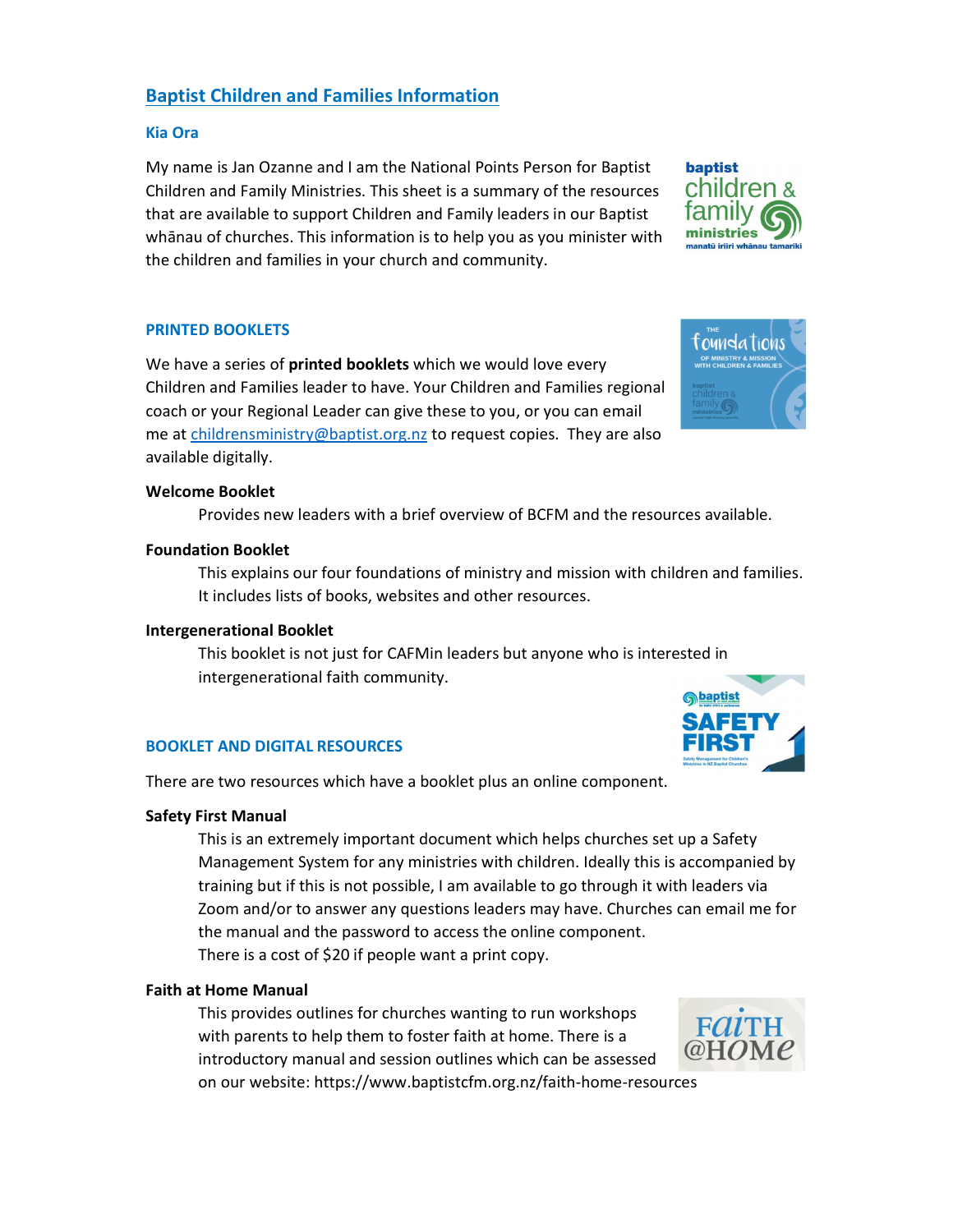# Baptist Children and Families Information

## Kia Ora

My name is Jan Ozanne and I am the National Points Person for Baptist Children and Family Ministries. This sheet is a summary of the resources that are available to support Children and Family leaders in our Baptist whānau of churches. This information is to help you as you minister with the children and families in your church and community.

## PRINTED BOOKLETS

We have a series of **printed booklets** which we would love every Children and Families leader to have. Your Children and Families regional coach or your Regional Leader can give these to you, or you can email me at childrensministry@baptist.org.nz to request copies. They are also available digitally.

**Welcome Booklet**

Provides new leaders with a brief overview of BCFM and the resources available.

**Foundation Booklet**

This explains our four foundations of ministry and mission with children and families. It includes lists of books, websites and other resources.

**Intergenerational Booklet**

This booklet is not just for CAFMin leaders but anyone who is interested in intergenerational faith community.

## BOOKLET AND DIGITAL RESOURCES

There are two resources which have a booklet plus an online component.

**Safety First Manual**

This is an extremely important document which helps churches set up a Safety Management System for any ministries with children. Ideally this is accompanied by training but if this is not possible, I am available to go through it with leaders via Zoom and/or to answer any questions leaders may have. Churches can email me for the manual and the password to access the online component.
There is a cost of $20 if people want a print copy.

**Faith at Home Manual**

This provides outlines for churches wanting to run workshops with parents to help them to foster faith at home. There is a introductory manual and session outlines which can be assessed on our website: https://www.baptistcfm.org.nz/faith-home-resources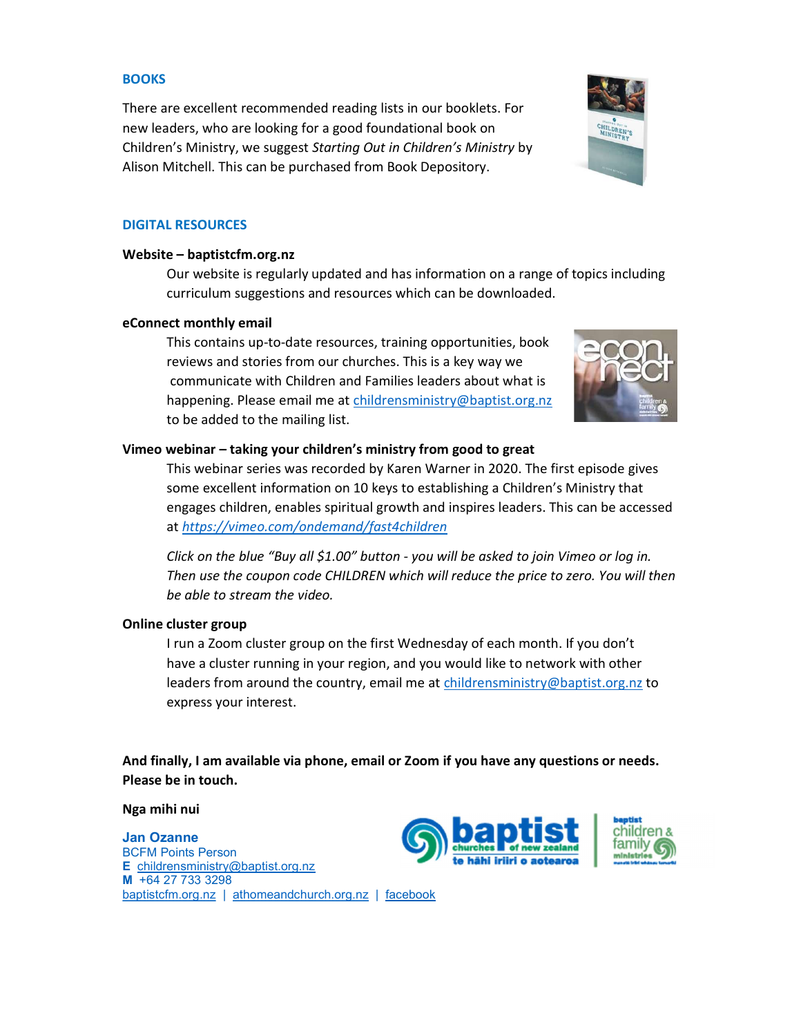## BOOKS

There are excellent recommended reading lists in our booklets. For new leaders, who are looking for a good foundational book on Children's Ministry, we suggest *Starting Out in Children's Ministry* by Alison Mitchell. This can be purchased from Book Depository.

## DIGITAL RESOURCES

**Website – baptistcfm.org.nz**

Our website is regularly updated and has information on a range of topics including curriculum suggestions and resources which can be downloaded.

**eConnect monthly email**

This contains up-to-date resources, training opportunities, book reviews and stories from our churches. This is a key way we communicate with Children and Families leaders about what is happening. Please email me at childrensministry@baptist.org.nz to be added to the mailing list.

**Vimeo webinar – taking your children's ministry from good to great**

This webinar series was recorded by Karen Warner in 2020. The first episode gives some excellent information on 10 keys to establishing a Children's Ministry that engages children, enables spiritual growth and inspires leaders. This can be accessed at *https://vimeo.com/ondemand/fast4children*

*Click on the blue "Buy all $1.00" button - you will be asked to join Vimeo or log in. Then use the coupon code CHILDREN which will reduce the price to zero. You will then be able to stream the video.*

**Online cluster group**

I run a Zoom cluster group on the first Wednesday of each month. If you don't have a cluster running in your region, and you would like to network with other leaders from around the country, email me at childrensministry@baptist.org.nz to express your interest.

**And finally, I am available via phone, email or Zoom if you have any questions or needs. Please be in touch.**

**Nga mihi nui**

**Jan Ozanne**
BCFM Points Person
**E** childrensministry@baptist.org.nz
**M** +64 27 733 3298
baptistcfm.org.nz | athomeandchurch.org.nz | facebook